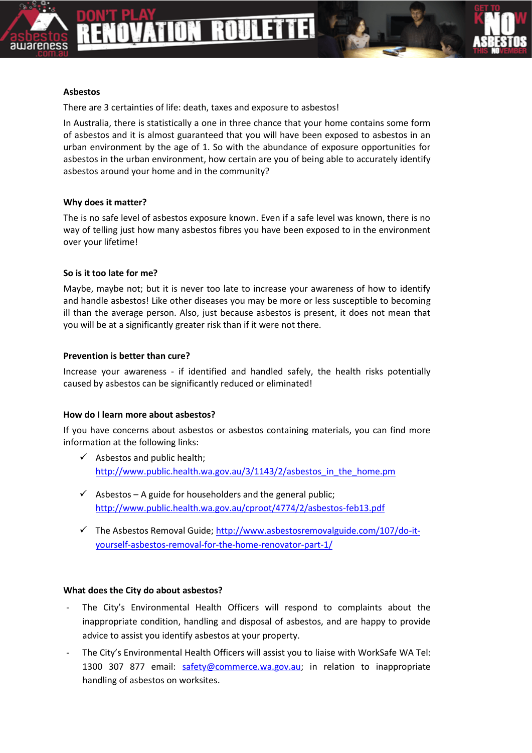## Asbestos

There are 3 certainties of life: death, taxes and exposure to asbestos!

In Australia, there is statistically a one in three chance that your home contains some form of asbestos and it is almost guaranteed that you will have been exposed to asbestos in an urban environment by the age of 1. So with the abundance of exposure opportunities for asbestos in the urban environment, how certain are you of being able to accurately identify asbestos around your home and in the community?

## Why does it matter?

The is no safe level of asbestos exposure known. Even if a safe level was known, there is no way of telling just how many asbestos fibres you have been exposed to in the environment over your lifetime!

## So is it too late for me?

Maybe, maybe not; but it is never too late to increase your awareness of how to identify and handle asbestos! Like other diseases you may be more or less susceptible to becoming ill than the average person. Also, just because asbestos is present, it does not mean that you will be at a significantly greater risk than if it were not there.

## Prevention is better than cure?

Increase your awareness - if identified and handled safely, the health risks potentially caused by asbestos can be significantly reduced or eliminated!

## How do I learn more about asbestos?

If you have concerns about asbestos or asbestos containing materials, you can find more information at the following links:

- ✓ Asbestos and public health; http://www.public.health.wa.gov.au/3/1143/2/asbestos_in_the_home.pm
- ✓ Asbestos – A guide for householders and the general public; http://www.public.health.wa.gov.au/cproot/4774/2/asbestos-feb13.pdf
- ✓ The Asbestos Removal Guide; http://www.asbestosremovalguide.com/107/do-it-yourself-asbestos-removal-for-the-home-renovator-part-1/

## What does the City do about asbestos?

- The City's Environmental Health Officers will respond to complaints about the inappropriate condition, handling and disposal of asbestos, and are happy to provide advice to assist you identify asbestos at your property.
- The City's Environmental Health Officers will assist you to liaise with WorkSafe WA Tel: 1300 307 877 email: safety@commerce.wa.gov.au; in relation to inappropriate handling of asbestos on worksites.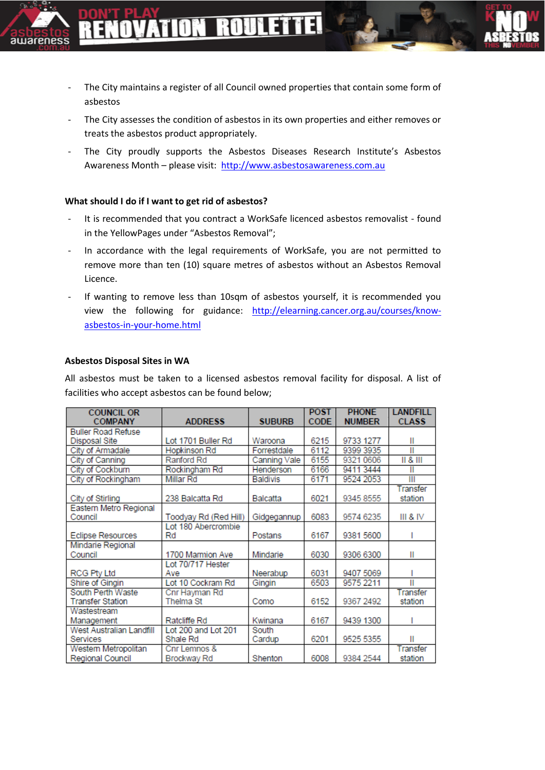- The City maintains a register of all Council owned properties that contain some form of asbestos
- The City assesses the condition of asbestos in its own properties and either removes or treats the asbestos product appropriately.
- The City proudly supports the Asbestos Diseases Research Institute's Asbestos Awareness Month – please visit: http://www.asbestosawareness.com.au

**What should I do if I want to get rid of asbestos?**

- It is recommended that you contract a WorkSafe licenced asbestos removalist - found in the YellowPages under "Asbestos Removal";
- In accordance with the legal requirements of WorkSafe, you are not permitted to remove more than ten (10) square metres of asbestos without an Asbestos Removal Licence.
- If wanting to remove less than 10sqm of asbestos yourself, it is recommended you view the following for guidance: http://elearning.cancer.org.au/courses/know-asbestos-in-your-home.html

**Asbestos Disposal Sites in WA**

All asbestos must be taken to a licensed asbestos removal facility for disposal. A list of facilities who accept asbestos can be found below;

| COUNCIL OR COMPANY | ADDRESS | SUBURB | POST CODE | PHONE NUMBER | LANDFILL CLASS |
|---|---|---|---|---|---|
| Buller Road Refuse Disposal Site | Lot 1701 Buller Rd | Waroona | 6215 | 9733 1277 | II |
| City of Armadale | Hopkinson Rd | Forrestdale | 6112 | 9399 3935 | II |
| City of Canning | Ranford Rd | Canning Vale | 6155 | 9321 0606 | II & III |
| City of Cockburn | Rockingham Rd | Henderson | 6166 | 9411 3444 | II |
| City of Rockingham | Millar Rd | Baldivis | 6171 | 9524 2053 | III |
| City of Stirling | 238 Balcatta Rd | Balcatta | 6021 | 9345 8555 | Transfer station |
| Eastern Metro Regional Council | Toodyay Rd (Red Hill) | Gidgegannup | 6083 | 9574 6235 | III & IV |
| Eclipse Resources | Lot 180 Abercrombie Rd | Postans | 6167 | 9381 5600 | I |
| Mindarie Regional Council | 1700 Marmion Ave | Mindarie | 6030 | 9306 6300 | II |
| RCG Pty Ltd | Lot 70/717 Hester Ave | Neerabup | 6031 | 9407 5069 | I |
| Shire of Gingin | Lot 10 Cockram Rd | Gingin | 6503 | 9575 2211 | II |
| South Perth Waste Transfer Station | Cnr Hayman Rd Thelma St | Como | 6152 | 9367 2492 | Transfer station |
| Wastestream Management | Ratcliffe Rd | Kwinana | 6167 | 9439 1300 | I |
| West Australian Landfill Services | Lot 200 and Lot 201 Shale Rd | South Cardup | 6201 | 9525 5355 | II |
| Western Metropolitan Regional Council | Cnr Lemnos & Brockway Rd | Shenton | 6008 | 9384 2544 | Transfer station |